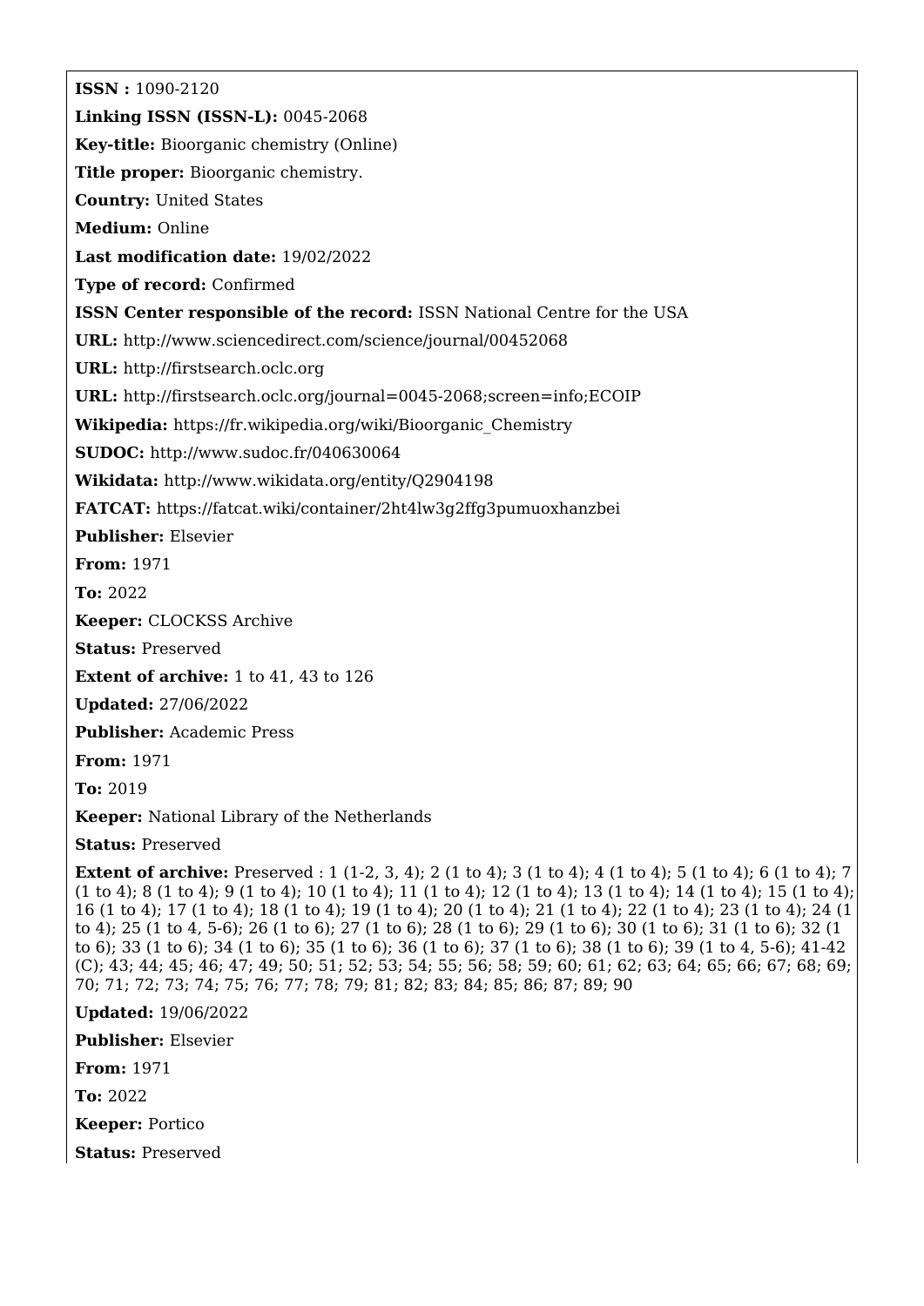**ISSN :** 1090-2120

**Linking ISSN (ISSN-L):** 0045-2068

**Key-title:** Bioorganic chemistry (Online)

**Title proper:** Bioorganic chemistry.

**Country:** United States

**Medium:** Online

**Last modification date:** 19/02/2022

**Type of record:** Confirmed

**ISSN Center responsible of the record:** ISSN National Centre for the USA

**URL:** http://www.sciencedirect.com/science/journal/00452068

**URL:** http://firstsearch.oclc.org

**URL:** http://firstsearch.oclc.org/journal=0045-2068;screen=info;ECOIP

**Wikipedia:** https://fr.wikipedia.org/wiki/Bioorganic_Chemistry

**SUDOC:** http://www.sudoc.fr/040630064

**Wikidata:** http://www.wikidata.org/entity/Q2904198

**FATCAT:** https://fatcat.wiki/container/2ht4lw3g2ffg3pumuoxhanzbei

**Publisher:** Elsevier

**From:** 1971

**To:** 2022

**Keeper:** CLOCKSS Archive

**Status:** Preserved

**Extent of archive:** 1 to 41, 43 to 126

**Updated:** 27/06/2022

**Publisher:** Academic Press

**From:** 1971

**To:** 2019

**Keeper:** National Library of the Netherlands

**Status:** Preserved

**Extent of archive:** Preserved : 1 (1-2, 3, 4); 2 (1 to 4); 3 (1 to 4); 4 (1 to 4); 5 (1 to 4); 6 (1 to 4); 7 (1 to 4); 8 (1 to 4); 9 (1 to 4); 10 (1 to 4); 11 (1 to 4); 12 (1 to 4); 13 (1 to 4); 14 (1 to 4); 15 (1 to 4); 16 (1 to 4); 17 (1 to 4); 18 (1 to 4); 19 (1 to 4); 20 (1 to 4); 21 (1 to 4); 22 (1 to 4); 23 (1 to 4); 24 (1 to 4); 25 (1 to 4, 5-6); 26 (1 to 6); 27 (1 to 6); 28 (1 to 6); 29 (1 to 6); 30 (1 to 6); 31 (1 to 6); 32 (1 to 6); 33 (1 to 6); 34 (1 to 6); 35 (1 to 6); 36 (1 to 6); 37 (1 to 6); 38 (1 to 6); 39 (1 to 4, 5-6); 41-42 (C); 43; 44; 45; 46; 47; 49; 50; 51; 52; 53; 54; 55; 56; 58; 59; 60; 61; 62; 63; 64; 65; 66; 67; 68; 69; 70; 71; 72; 73; 74; 75; 76; 77; 78; 79; 81; 82; 83; 84; 85; 86; 87; 89; 90

**Updated:** 19/06/2022

**Publisher:** Elsevier

**From:** 1971

**To:** 2022

**Keeper:** Portico

**Status:** Preserved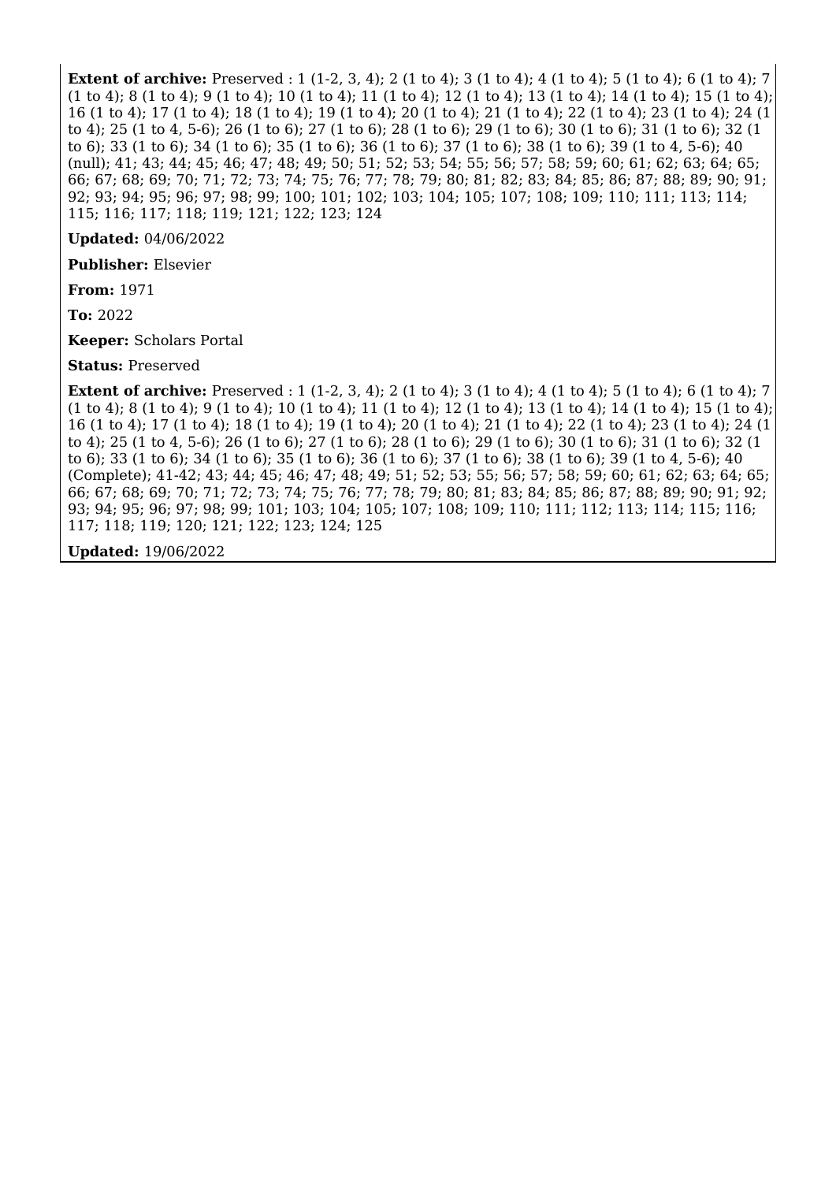**Extent of archive:** Preserved : 1 (1-2, 3, 4); 2 (1 to 4); 3 (1 to 4); 4 (1 to 4); 5 (1 to 4); 6 (1 to 4); 7 (1 to 4); 8 (1 to 4); 9 (1 to 4); 10 (1 to 4); 11 (1 to 4); 12 (1 to 4); 13 (1 to 4); 14 (1 to 4); 15 (1 to 4); 16 (1 to 4); 17 (1 to 4); 18 (1 to 4); 19 (1 to 4); 20 (1 to 4); 21 (1 to 4); 22 (1 to 4); 23 (1 to 4); 24 (1 to 4); 25 (1 to 4, 5-6); 26 (1 to 6); 27 (1 to 6); 28 (1 to 6); 29 (1 to 6); 30 (1 to 6); 31 (1 to 6); 32 (1 to 6); 33 (1 to 6); 34 (1 to 6); 35 (1 to 6); 36 (1 to 6); 37 (1 to 6); 38 (1 to 6); 39 (1 to 4, 5-6); 40 (null); 41; 43; 44; 45; 46; 47; 48; 49; 50; 51; 52; 53; 54; 55; 56; 57; 58; 59; 60; 61; 62; 63; 64; 65; 66; 67; 68; 69; 70; 71; 72; 73; 74; 75; 76; 77; 78; 79; 80; 81; 82; 83; 84; 85; 86; 87; 88; 89; 90; 91; 92; 93; 94; 95; 96; 97; 98; 99; 100; 101; 102; 103; 104; 105; 107; 108; 109; 110; 111; 113; 114; 115; 116; 117; 118; 119; 121; 122; 123; 124

**Updated:** 04/06/2022

**Publisher:** Elsevier

**From:** 1971

**To:** 2022

**Keeper:** Scholars Portal

**Status:** Preserved

**Extent of archive:** Preserved : 1 (1-2, 3, 4); 2 (1 to 4); 3 (1 to 4); 4 (1 to 4); 5 (1 to 4); 6 (1 to 4); 7 (1 to 4); 8 (1 to 4); 9 (1 to 4); 10 (1 to 4); 11 (1 to 4); 12 (1 to 4); 13 (1 to 4); 14 (1 to 4); 15 (1 to 4); 16 (1 to 4); 17 (1 to 4); 18 (1 to 4); 19 (1 to 4); 20 (1 to 4); 21 (1 to 4); 22 (1 to 4); 23 (1 to 4); 24 (1 to 4); 25 (1 to 4, 5-6); 26 (1 to 6); 27 (1 to 6); 28 (1 to 6); 29 (1 to 6); 30 (1 to 6); 31 (1 to 6); 32 (1 to 6); 33 (1 to 6); 34 (1 to 6); 35 (1 to 6); 36 (1 to 6); 37 (1 to 6); 38 (1 to 6); 39 (1 to 4, 5-6); 40 (Complete); 41-42; 43; 44; 45; 46; 47; 48; 49; 51; 52; 53; 55; 56; 57; 58; 59; 60; 61; 62; 63; 64; 65; 66; 67; 68; 69; 70; 71; 72; 73; 74; 75; 76; 77; 78; 79; 80; 81; 83; 84; 85; 86; 87; 88; 89; 90; 91; 92; 93; 94; 95; 96; 97; 98; 99; 101; 103; 104; 105; 107; 108; 109; 110; 111; 112; 113; 114; 115; 116; 117; 118; 119; 120; 121; 122; 123; 124; 125

**Updated:** 19/06/2022